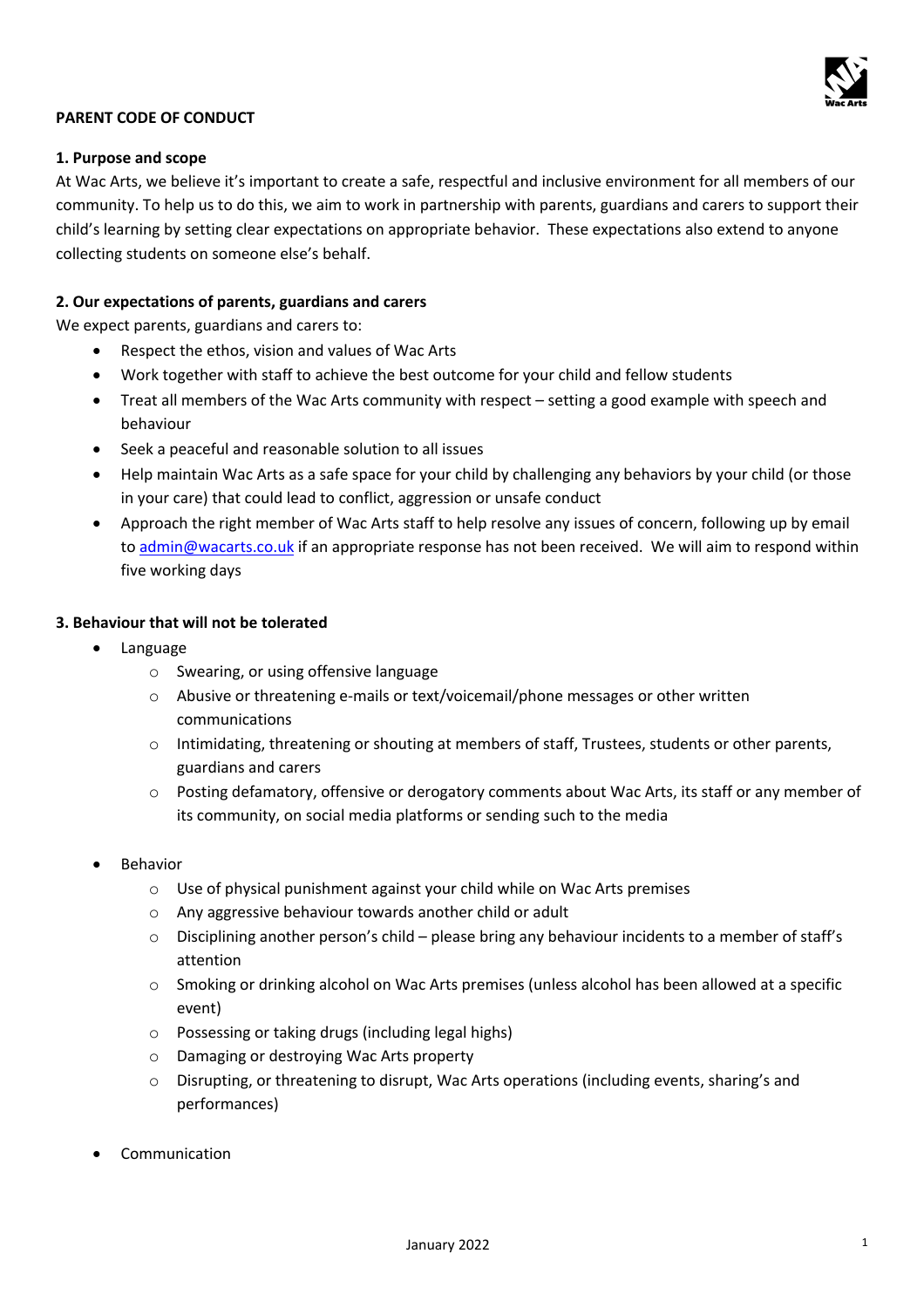**PARENT CODE OF CONDUCT**

**1. Purpose and scope**

At Wac Arts, we believe it's important to create a safe, respectful and inclusive environment for all members of our community. To help us to do this, we aim to work in partnership with parents, guardians and carers to support their child's learning by setting clear expectations on appropriate behavior. These expectations also extend to anyone collecting students on someone else's behalf.

**2. Our expectations of parents, guardians and carers**

We expect parents, guardians and carers to:

- Respect the ethos, vision and values of Wac Arts
- Work together with staff to achieve the best outcome for your child and fellow students
- Treat all members of the Wac Arts community with respect – setting a good example with speech and behaviour
- Seek a peaceful and reasonable solution to all issues
- Help maintain Wac Arts as a safe space for your child by challenging any behaviors by your child (or those in your care) that could lead to conflict, aggression or unsafe conduct
- Approach the right member of Wac Arts staff to help resolve any issues of concern, following up by email to admin@wacarts.co.uk if an appropriate response has not been received. We will aim to respond within five working days

**3. Behaviour that will not be tolerated**

- Language
  - Swearing, or using offensive language
  - Abusive or threatening e-mails or text/voicemail/phone messages or other written communications
  - Intimidating, threatening or shouting at members of staff, Trustees, students or other parents, guardians and carers
  - Posting defamatory, offensive or derogatory comments about Wac Arts, its staff or any member of its community, on social media platforms or sending such to the media

- Behavior
  - Use of physical punishment against your child while on Wac Arts premises
  - Any aggressive behaviour towards another child or adult
  - Disciplining another person's child – please bring any behaviour incidents to a member of staff's attention
  - Smoking or drinking alcohol on Wac Arts premises (unless alcohol has been allowed at a specific event)
  - Possessing or taking drugs (including legal highs)
  - Damaging or destroying Wac Arts property
  - Disrupting, or threatening to disrupt, Wac Arts operations (including events, sharing's and performances)

- Communication

January 2022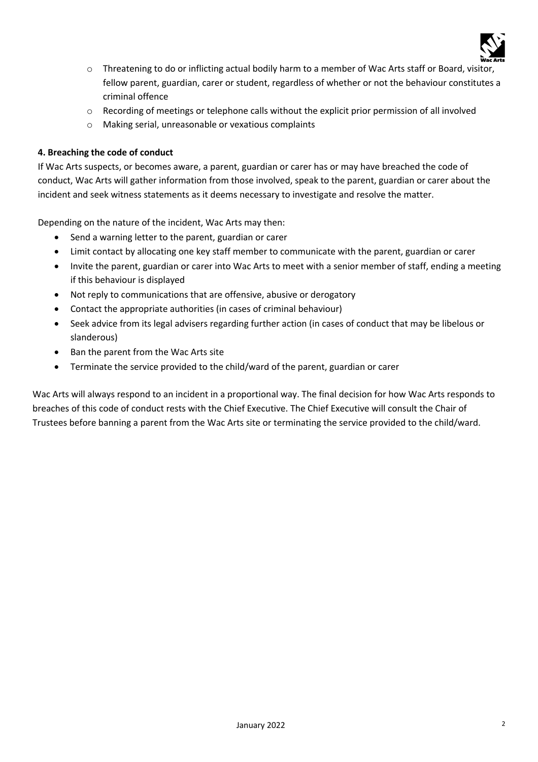- Threatening to do or inflicting actual bodily harm to a member of Wac Arts staff or Board, visitor, fellow parent, guardian, carer or student, regardless of whether or not the behaviour constitutes a criminal offence
- Recording of meetings or telephone calls without the explicit prior permission of all involved
- Making serial, unreasonable or vexatious complaints

**4. Breaching the code of conduct**

If Wac Arts suspects, or becomes aware, a parent, guardian or carer has or may have breached the code of conduct, Wac Arts will gather information from those involved, speak to the parent, guardian or carer about the incident and seek witness statements as it deems necessary to investigate and resolve the matter.

Depending on the nature of the incident, Wac Arts may then:

- Send a warning letter to the parent, guardian or carer
- Limit contact by allocating one key staff member to communicate with the parent, guardian or carer
- Invite the parent, guardian or carer into Wac Arts to meet with a senior member of staff, ending a meeting if this behaviour is displayed
- Not reply to communications that are offensive, abusive or derogatory
- Contact the appropriate authorities (in cases of criminal behaviour)
- Seek advice from its legal advisers regarding further action (in cases of conduct that may be libelous or slanderous)
- Ban the parent from the Wac Arts site
- Terminate the service provided to the child/ward of the parent, guardian or carer

Wac Arts will always respond to an incident in a proportional way. The final decision for how Wac Arts responds to breaches of this code of conduct rests with the Chief Executive. The Chief Executive will consult the Chair of Trustees before banning a parent from the Wac Arts site or terminating the service provided to the child/ward.